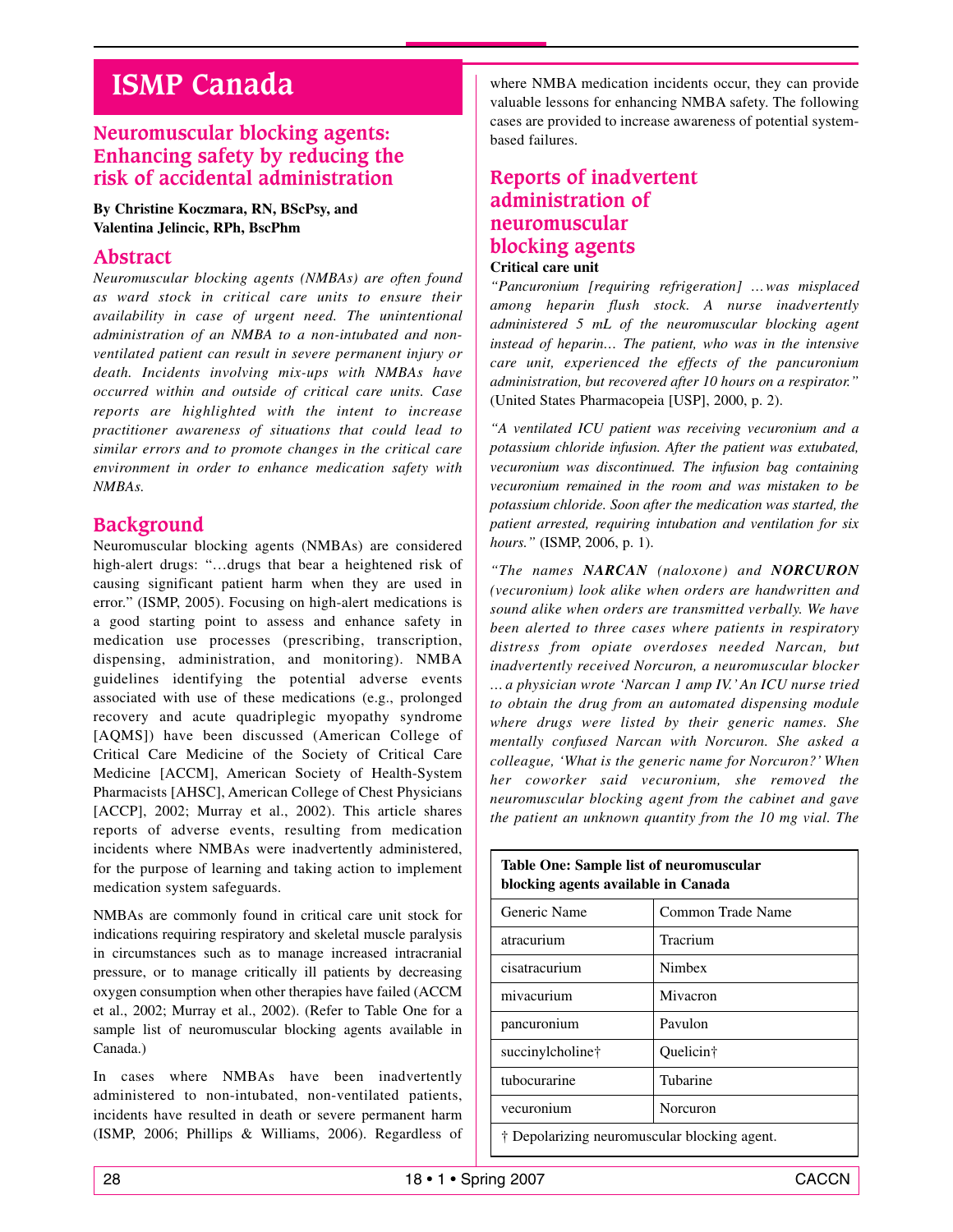# ISMP Canada

## Neuromuscular blocking agents: Enhancing safety by reducing the risk of accidental administration

**By Christine Koczmara, RN, BScPsy, and Valentina Jelincic, RPh, BscPhm**

## Abstract

*Neuromuscular blocking agents (NMBAs) are often found as ward stock in critical care units to ensure their availability in case of urgent need. The unintentional administration of an NMBA to a non-intubated and non-ventilated patient can result in severe permanent injury or death. Incidents involving mix-ups with NMBAs have occurred within and outside of critical care units. Case reports are highlighted with the intent to increase practitioner awareness of situations that could lead to similar errors and to promote changes in the critical care environment in order to enhance medication safety with NMBAs.*

## Background

Neuromuscular blocking agents (NMBAs) are considered high-alert drugs: "…drugs that bear a heightened risk of causing significant patient harm when they are used in error." (ISMP, 2005). Focusing on high-alert medications is a good starting point to assess and enhance safety in medication use processes (prescribing, transcription, dispensing, administration, and monitoring). NMBA guidelines identifying the potential adverse events associated with use of these medications (e.g., prolonged recovery and acute quadriplegic myopathy syndrome [AQMS]) have been discussed (American College of Critical Care Medicine of the Society of Critical Care Medicine [ACCM], American Society of Health-System Pharmacists [AHSC], American College of Chest Physicians [ACCP], 2002; Murray et al., 2002). This article shares reports of adverse events, resulting from medication incidents where NMBAs were inadvertently administered, for the purpose of learning and taking action to implement medication system safeguards.

NMBAs are commonly found in critical care unit stock for indications requiring respiratory and skeletal muscle paralysis in circumstances such as to manage increased intracranial pressure, or to manage critically ill patients by decreasing oxygen consumption when other therapies have failed (ACCM et al., 2002; Murray et al., 2002). (Refer to Table One for a sample list of neuromuscular blocking agents available in Canada.)

In cases where NMBAs have been inadvertently administered to non-intubated, non-ventilated patients, incidents have resulted in death or severe permanent harm (ISMP, 2006; Phillips & Williams, 2006). Regardless of where NMBA medication incidents occur, they can provide valuable lessons for enhancing NMBA safety. The following cases are provided to increase awareness of potential system-based failures.

## Reports of inadvertent administration of neuromuscular blocking agents

**Critical care unit**

*"Pancuronium [requiring refrigeration] …was misplaced among heparin flush stock. A nurse inadvertently administered 5 mL of the neuromuscular blocking agent instead of heparin… The patient, who was in the intensive care unit, experienced the effects of the pancuronium administration, but recovered after 10 hours on a respirator."* (United States Pharmacopeia [USP], 2000, p. 2).

*"A ventilated ICU patient was receiving vecuronium and a potassium chloride infusion. After the patient was extubated, vecuronium was discontinued. The infusion bag containing vecuronium remained in the room and was mistaken to be potassium chloride. Soon after the medication was started, the patient arrested, requiring intubation and ventilation for six hours."* (ISMP, 2006, p. 1).

*"The names **NARCAN** (naloxone) and **NORCURON** (vecuronium) look alike when orders are handwritten and sound alike when orders are transmitted verbally. We have been alerted to three cases where patients in respiratory distress from opiate overdoses needed Narcan, but inadvertently received Norcuron, a neuromuscular blocker … a physician wrote 'Narcan 1 amp IV.' An ICU nurse tried to obtain the drug from an automated dispensing module where drugs were listed by their generic names. She mentally confused Narcan with Norcuron. She asked a colleague, 'What is the generic name for Norcuron?' When her coworker said vecuronium, she removed the neuromuscular blocking agent from the cabinet and gave the patient an unknown quantity from the 10 mg vial. The*

**Table One: Sample list of neuromuscular blocking agents available in Canada**

| Generic Name | Common Trade Name |
|---|---|
| atracurium | Tracrium |
| cisatracurium | Nimbex |
| mivacurium | Mivacron |
| pancuronium | Pavulon |
| succinylcholine† | Quelicin† |
| tubocurarine | Tubarine |
| vecuronium | Norcuron |

† Depolarizing neuromuscular blocking agent.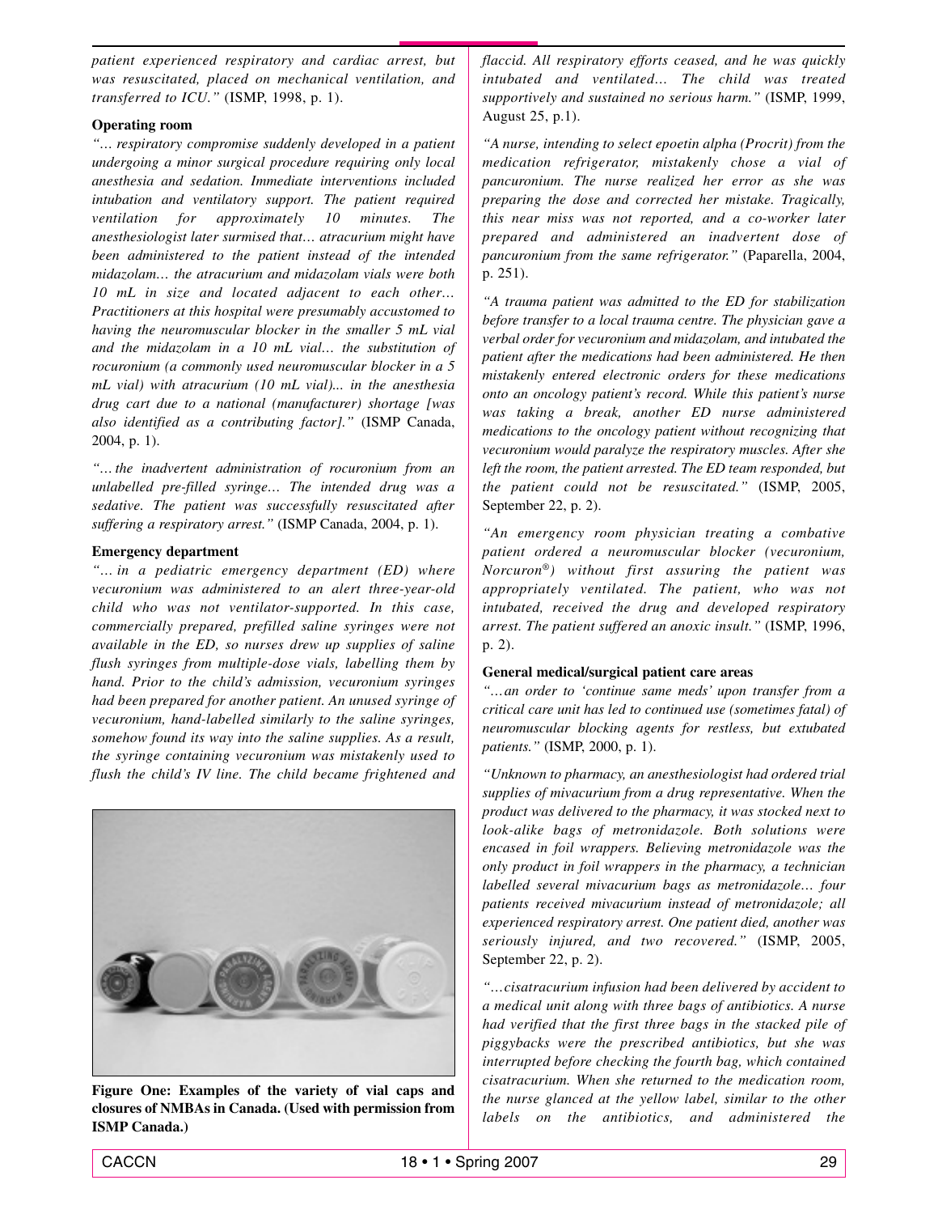*patient experienced respiratory and cardiac arrest, but was resuscitated, placed on mechanical ventilation, and transferred to ICU."* (ISMP, 1998, p. 1).

**Operating room**

*"… respiratory compromise suddenly developed in a patient undergoing a minor surgical procedure requiring only local anesthesia and sedation. Immediate interventions included intubation and ventilatory support. The patient required ventilation for approximately 10 minutes. The anesthesiologist later surmised that… atracurium might have been administered to the patient instead of the intended midazolam… the atracurium and midazolam vials were both 10 mL in size and located adjacent to each other… Practitioners at this hospital were presumably accustomed to having the neuromuscular blocker in the smaller 5 mL vial and the midazolam in a 10 mL vial… the substitution of rocuronium (a commonly used neuromuscular blocker in a 5 mL vial) with atracurium (10 mL vial)... in the anesthesia drug cart due to a national (manufacturer) shortage [was also identified as a contributing factor]."* (ISMP Canada, 2004, p. 1).

*"… the inadvertent administration of rocuronium from an unlabelled pre-filled syringe… The intended drug was a sedative. The patient was successfully resuscitated after suffering a respiratory arrest."* (ISMP Canada, 2004, p. 1).

**Emergency department**

*"… in a pediatric emergency department (ED) where vecuronium was administered to an alert three-year-old child who was not ventilator-supported. In this case, commercially prepared, prefilled saline syringes were not available in the ED, so nurses drew up supplies of saline flush syringes from multiple-dose vials, labelling them by hand. Prior to the child's admission, vecuronium syringes had been prepared for another patient. An unused syringe of vecuronium, hand-labelled similarly to the saline syringes, somehow found its way into the saline supplies. As a result, the syringe containing vecuronium was mistakenly used to flush the child's IV line. The child became frightened and flaccid. All respiratory efforts ceased, and he was quickly intubated and ventilated… The child was treated supportively and sustained no serious harm."* (ISMP, 1999, August 25, p.1).

*"A nurse, intending to select epoetin alpha (Procrit) from the medication refrigerator, mistakenly chose a vial of pancuronium. The nurse realized her error as she was preparing the dose and corrected her mistake. Tragically, this near miss was not reported, and a co-worker later prepared and administered an inadvertent dose of pancuronium from the same refrigerator."* (Paparella, 2004, p. 251).

*"A trauma patient was admitted to the ED for stabilization before transfer to a local trauma centre. The physician gave a verbal order for vecuronium and midazolam, and intubated the patient after the medications had been administered. He then mistakenly entered electronic orders for these medications onto an oncology patient's record. While this patient's nurse was taking a break, another ED nurse administered medications to the oncology patient without recognizing that vecuronium would paralyze the respiratory muscles. After she left the room, the patient arrested. The ED team responded, but the patient could not be resuscitated."* (ISMP, 2005, September 22, p. 2).

*"An emergency room physician treating a combative patient ordered a neuromuscular blocker (vecuronium, Norcuron®) without first assuring the patient was appropriately ventilated. The patient, who was not intubated, received the drug and developed respiratory arrest. The patient suffered an anoxic insult."* (ISMP, 1996, p. 2).

**General medical/surgical patient care areas**

*"…an order to 'continue same meds' upon transfer from a critical care unit has led to continued use (sometimes fatal) of neuromuscular blocking agents for restless, but extubated patients."* (ISMP, 2000, p. 1).

*"Unknown to pharmacy, an anesthesiologist had ordered trial supplies of mivacurium from a drug representative. When the product was delivered to the pharmacy, it was stocked next to look-alike bags of metronidazole. Both solutions were encased in foil wrappers. Believing metronidazole was the only product in foil wrappers in the pharmacy, a technician labelled several mivacurium bags as metronidazole… four patients received mivacurium instead of metronidazole; all experienced respiratory arrest. One patient died, another was seriously injured, and two recovered."* (ISMP, 2005, September 22, p. 2).

*"…cisatracurium infusion had been delivered by accident to a medical unit along with three bags of antibiotics. A nurse had verified that the first three bags in the stacked pile of piggybacks were the prescribed antibiotics, but she was interrupted before checking the fourth bag, which contained cisatracurium. When she returned to the medication room, the nurse glanced at the yellow label, similar to the other labels on the antibiotics, and administered the*

**Figure One: Examples of the variety of vial caps and closures of NMBAs in Canada. (Used with permission from ISMP Canada.)**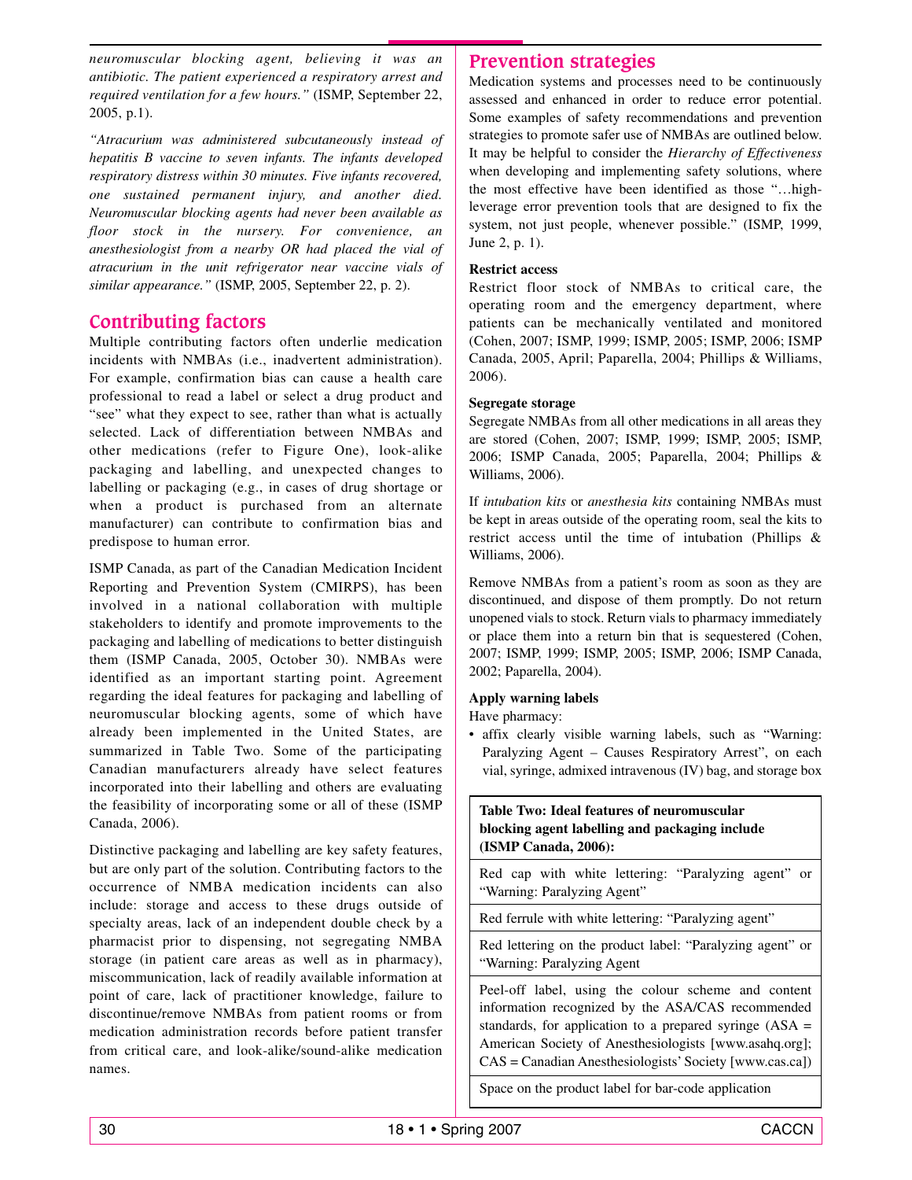*neuromuscular blocking agent, believing it was an antibiotic. The patient experienced a respiratory arrest and required ventilation for a few hours."* (ISMP, September 22, 2005, p.1).

*"Atracurium was administered subcutaneously instead of hepatitis B vaccine to seven infants. The infants developed respiratory distress within 30 minutes. Five infants recovered, one sustained permanent injury, and another died. Neuromuscular blocking agents had never been available as floor stock in the nursery. For convenience, an anesthesiologist from a nearby OR had placed the vial of atracurium in the unit refrigerator near vaccine vials of similar appearance."* (ISMP, 2005, September 22, p. 2).

## Contributing factors

Multiple contributing factors often underlie medication incidents with NMBAs (i.e., inadvertent administration). For example, confirmation bias can cause a health care professional to read a label or select a drug product and "see" what they expect to see, rather than what is actually selected. Lack of differentiation between NMBAs and other medications (refer to Figure One), look-alike packaging and labelling, and unexpected changes to labelling or packaging (e.g., in cases of drug shortage or when a product is purchased from an alternate manufacturer) can contribute to confirmation bias and predispose to human error.

ISMP Canada, as part of the Canadian Medication Incident Reporting and Prevention System (CMIRPS), has been involved in a national collaboration with multiple stakeholders to identify and promote improvements to the packaging and labelling of medications to better distinguish them (ISMP Canada, 2005, October 30). NMBAs were identified as an important starting point. Agreement regarding the ideal features for packaging and labelling of neuromuscular blocking agents, some of which have already been implemented in the United States, are summarized in Table Two. Some of the participating Canadian manufacturers already have select features incorporated into their labelling and others are evaluating the feasibility of incorporating some or all of these (ISMP Canada, 2006).

Distinctive packaging and labelling are key safety features, but are only part of the solution. Contributing factors to the occurrence of NMBA medication incidents can also include: storage and access to these drugs outside of specialty areas, lack of an independent double check by a pharmacist prior to dispensing, not segregating NMBA storage (in patient care areas as well as in pharmacy), miscommunication, lack of readily available information at point of care, lack of practitioner knowledge, failure to discontinue/remove NMBAs from patient rooms or from medication administration records before patient transfer from critical care, and look-alike/sound-alike medication names.

## Prevention strategies

Medication systems and processes need to be continuously assessed and enhanced in order to reduce error potential. Some examples of safety recommendations and prevention strategies to promote safer use of NMBAs are outlined below. It may be helpful to consider the *Hierarchy of Effectiveness* when developing and implementing safety solutions, where the most effective have been identified as those "…high-leverage error prevention tools that are designed to fix the system, not just people, whenever possible." (ISMP, 1999, June 2, p. 1).

**Restrict access**

Restrict floor stock of NMBAs to critical care, the operating room and the emergency department, where patients can be mechanically ventilated and monitored (Cohen, 2007; ISMP, 1999; ISMP, 2005; ISMP, 2006; ISMP Canada, 2005, April; Paparella, 2004; Phillips & Williams, 2006).

**Segregate storage**

Segregate NMBAs from all other medications in all areas they are stored (Cohen, 2007; ISMP, 1999; ISMP, 2005; ISMP, 2006; ISMP Canada, 2005; Paparella, 2004; Phillips & Williams, 2006).

If *intubation kits* or *anesthesia kits* containing NMBAs must be kept in areas outside of the operating room, seal the kits to restrict access until the time of intubation (Phillips & Williams, 2006).

Remove NMBAs from a patient's room as soon as they are discontinued, and dispose of them promptly. Do not return unopened vials to stock. Return vials to pharmacy immediately or place them into a return bin that is sequestered (Cohen, 2007; ISMP, 1999; ISMP, 2005; ISMP, 2006; ISMP Canada, 2002; Paparella, 2004).

**Apply warning labels**

Have pharmacy:

- affix clearly visible warning labels, such as "Warning: Paralyzing Agent – Causes Respiratory Arrest", on each vial, syringe, admixed intravenous (IV) bag, and storage box

| Table Two: Ideal features of neuromuscular blocking agent labelling and packaging include (ISMP Canada, 2006): |
|---|
| Red cap with white lettering: "Paralyzing agent" or "Warning: Paralyzing Agent" |
| Red ferrule with white lettering: "Paralyzing agent" |
| Red lettering on the product label: "Paralyzing agent" or "Warning: Paralyzing Agent |
| Peel-off label, using the colour scheme and content information recognized by the ASA/CAS recommended standards, for application to a prepared syringe (ASA = American Society of Anesthesiologists [www.asahq.org]; CAS = Canadian Anesthesiologists' Society [www.cas.ca]) |
| Space on the product label for bar-code application |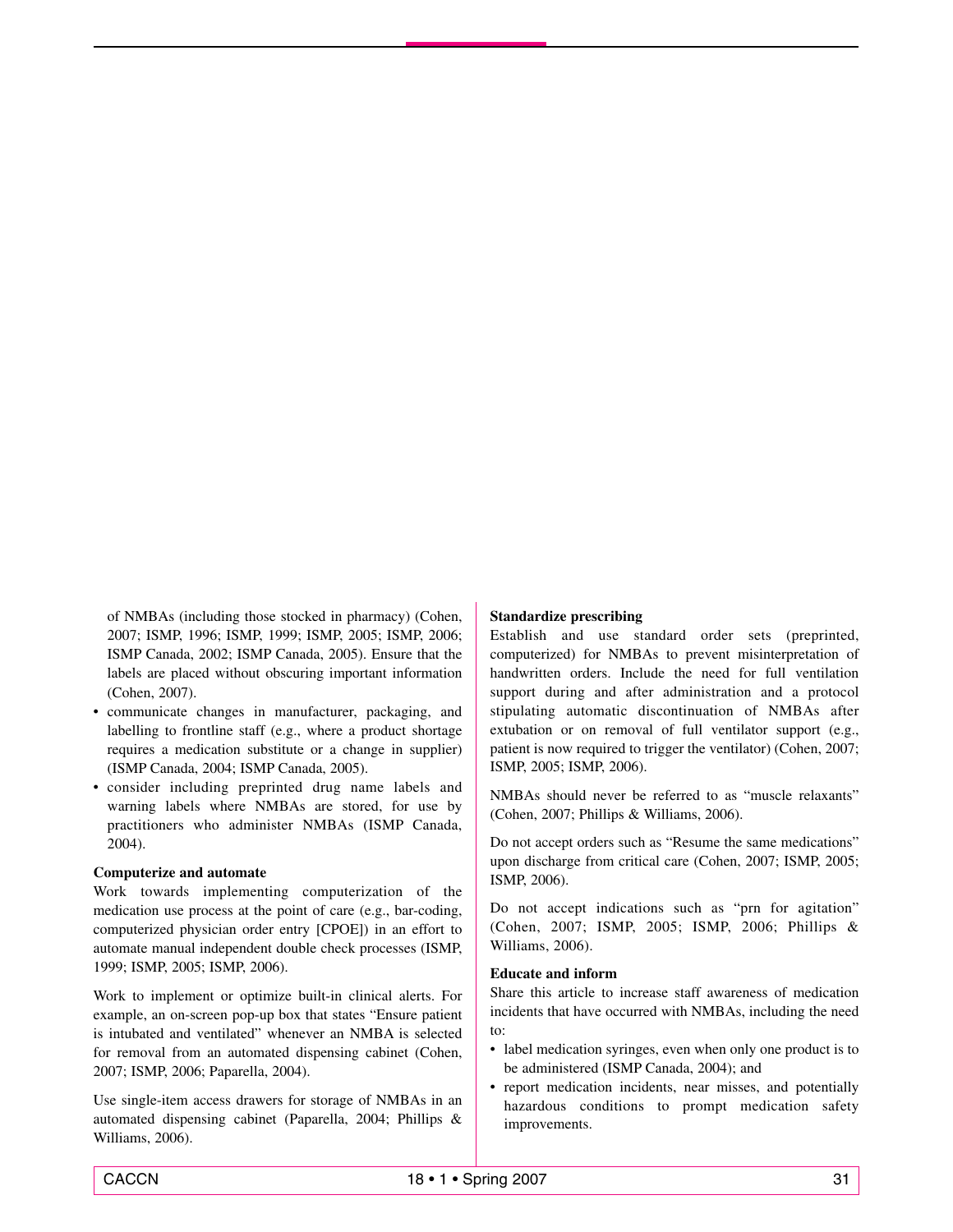of NMBAs (including those stocked in pharmacy) (Cohen, 2007; ISMP, 1996; ISMP, 1999; ISMP, 2005; ISMP, 2006; ISMP Canada, 2002; ISMP Canada, 2005). Ensure that the labels are placed without obscuring important information (Cohen, 2007).

- communicate changes in manufacturer, packaging, and labelling to frontline staff (e.g., where a product shortage requires a medication substitute or a change in supplier) (ISMP Canada, 2004; ISMP Canada, 2005).
- consider including preprinted drug name labels and warning labels where NMBAs are stored, for use by practitioners who administer NMBAs (ISMP Canada, 2004).

**Computerize and automate**

Work towards implementing computerization of the medication use process at the point of care (e.g., bar-coding, computerized physician order entry [CPOE]) in an effort to automate manual independent double check processes (ISMP, 1999; ISMP, 2005; ISMP, 2006).

Work to implement or optimize built-in clinical alerts. For example, an on-screen pop-up box that states "Ensure patient is intubated and ventilated" whenever an NMBA is selected for removal from an automated dispensing cabinet (Cohen, 2007; ISMP, 2006; Paparella, 2004).

Use single-item access drawers for storage of NMBAs in an automated dispensing cabinet (Paparella, 2004; Phillips & Williams, 2006).

**Standardize prescribing**

Establish and use standard order sets (preprinted, computerized) for NMBAs to prevent misinterpretation of handwritten orders. Include the need for full ventilation support during and after administration and a protocol stipulating automatic discontinuation of NMBAs after extubation or on removal of full ventilator support (e.g., patient is now required to trigger the ventilator) (Cohen, 2007; ISMP, 2005; ISMP, 2006).

NMBAs should never be referred to as "muscle relaxants" (Cohen, 2007; Phillips & Williams, 2006).

Do not accept orders such as "Resume the same medications" upon discharge from critical care (Cohen, 2007; ISMP, 2005; ISMP, 2006).

Do not accept indications such as "prn for agitation" (Cohen, 2007; ISMP, 2005; ISMP, 2006; Phillips & Williams, 2006).

**Educate and inform**

Share this article to increase staff awareness of medication incidents that have occurred with NMBAs, including the need to:

- label medication syringes, even when only one product is to be administered (ISMP Canada, 2004); and
- report medication incidents, near misses, and potentially hazardous conditions to prompt medication safety improvements.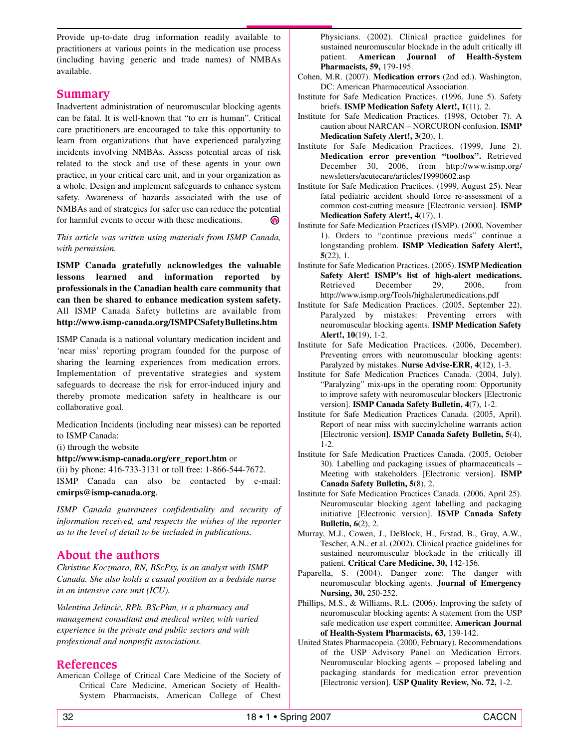Provide up-to-date drug information readily available to practitioners at various points in the medication use process (including having generic and trade names) of NMBAs available.

## Summary

Inadvertent administration of neuromuscular blocking agents can be fatal. It is well-known that "to err is human". Critical care practitioners are encouraged to take this opportunity to learn from organizations that have experienced paralyzing incidents involving NMBAs. Assess potential areas of risk related to the stock and use of these agents in your own practice, in your critical care unit, and in your organization as a whole. Design and implement safeguards to enhance system safety. Awareness of hazards associated with the use of NMBAs and of strategies for safer use can reduce the potential for harmful events to occur with these medications.

*This article was written using materials from ISMP Canada, with permission.*

**ISMP Canada gratefully acknowledges the valuable lessons learned and information reported by professionals in the Canadian health care community that can then be shared to enhance medication system safety.** All ISMP Canada Safety bulletins are available from **http://www.ismp-canada.org/ISMPCSafetyBulletins.htm**

ISMP Canada is a national voluntary medication incident and 'near miss' reporting program founded for the purpose of sharing the learning experiences from medication errors. Implementation of preventative strategies and system safeguards to decrease the risk for error-induced injury and thereby promote medication safety in healthcare is our collaborative goal.

Medication Incidents (including near misses) can be reported to ISMP Canada:
(i) through the website
**http://www.ismp-canada.org/err_report.htm** or
(ii) by phone: 416-733-3131 or toll free: 1-866-544-7672.
ISMP Canada can also be contacted by e-mail: **cmirps@ismp-canada.org**.

*ISMP Canada guarantees confidentiality and security of information received, and respects the wishes of the reporter as to the level of detail to be included in publications.*

## About the authors

*Christine Koczmara, RN, BScPsy, is an analyst with ISMP Canada. She also holds a casual position as a bedside nurse in an intensive care unit (ICU).*

*Valentina Jelincic, RPh, BScPhm, is a pharmacy and management consultant and medical writer, with varied experience in the private and public sectors and with professional and nonprofit associations.*

## References

American College of Critical Care Medicine of the Society of Critical Care Medicine, American Society of Health-System Pharmacists, American College of Chest Physicians. (2002). Clinical practice guidelines for sustained neuromuscular blockade in the adult critically ill patient. **American Journal of Health-System Pharmacists, 59,** 179-195.

Cohen, M.R. (2007). **Medication errors** (2nd ed.). Washington, DC: American Pharmaceutical Association.

Institute for Safe Medication Practices. (1996, June 5). Safety briefs. **ISMP Medication Safety Alert!, 1**(11), 2.

Institute for Safe Medication Practices. (1998, October 7). A caution about NARCAN – NORCURON confusion. **ISMP Medication Safety Alert!, 3**(20), 1.

Institute for Safe Medication Practices. (1999, June 2). **Medication error prevention "toolbox".** Retrieved December 30, 2006, from http://www.ismp.org/newsletters/acutecare/articles/19990602.asp

Institute for Safe Medication Practices. (1999, August 25). Near fatal pediatric accident should force re-assessment of a common cost-cutting measure [Electronic version]. **ISMP Medication Safety Alert!, 4**(17), 1.

Institute for Safe Medication Practices (ISMP). (2000, November 1). Orders to "continue previous meds" continue a longstanding problem. **ISMP Medication Safety Alert!, 5**(22), 1.

Institute for Safe Medication Practices. (2005). **ISMP Medication Safety Alert! ISMP's list of high-alert medications.** Retrieved December 29, 2006, from http://www.ismp.org/Tools/highalertmedications.pdf

Institute for Safe Medication Practices. (2005, September 22). Paralyzed by mistakes: Preventing errors with neuromuscular blocking agents. **ISMP Medication Safety Alert!, 10**(19), 1-2.

Institute for Safe Medication Practices. (2006, December). Preventing errors with neuromuscular blocking agents: Paralyzed by mistakes. **Nurse Advise-ERR, 4**(12), 1-3.

Institute for Safe Medication Practices Canada. (2004, July). "Paralyzing" mix-ups in the operating room: Opportunity to improve safety with neuromuscular blockers [Electronic version]. **ISMP Canada Safety Bulletin, 4**(7), 1-2.

Institute for Safe Medication Practices Canada. (2005, April). Report of near miss with succinylcholine warrants action [Electronic version]. **ISMP Canada Safety Bulletin, 5**(4), 1-2.

Institute for Safe Medication Practices Canada. (2005, October 30). Labelling and packaging issues of pharmaceuticals – Meeting with stakeholders [Electronic version]. **ISMP Canada Safety Bulletin, 5**(8), 2.

Institute for Safe Medication Practices Canada. (2006, April 25). Neuromuscular blocking agent labelling and packaging initiative [Electronic version]. **ISMP Canada Safety Bulletin, 6**(2), 2.

Murray, M.J., Cowen, J., DeBlock, H., Erstad, B., Gray, A.W., Tescher, A.N., et al. (2002). Clinical practice guidelines for sustained neuromuscular blockade in the critically ill patient. **Critical Care Medicine, 30,** 142-156.

Paparella, S. (2004). Danger zone: The danger with neuromuscular blocking agents. **Journal of Emergency Nursing, 30,** 250-252.

Phillips, M.S., & Williams, R.L. (2006). Improving the safety of neuromuscular blocking agents: A statement from the USP safe medication use expert committee. **American Journal of Health-System Pharmacists, 63,** 139-142.

United States Pharmacopeia. (2000, February). Recommendations of the USP Advisory Panel on Medication Errors. Neuromuscular blocking agents – proposed labeling and packaging standards for medication error prevention [Electronic version]. **USP Quality Review, No. 72,** 1-2.